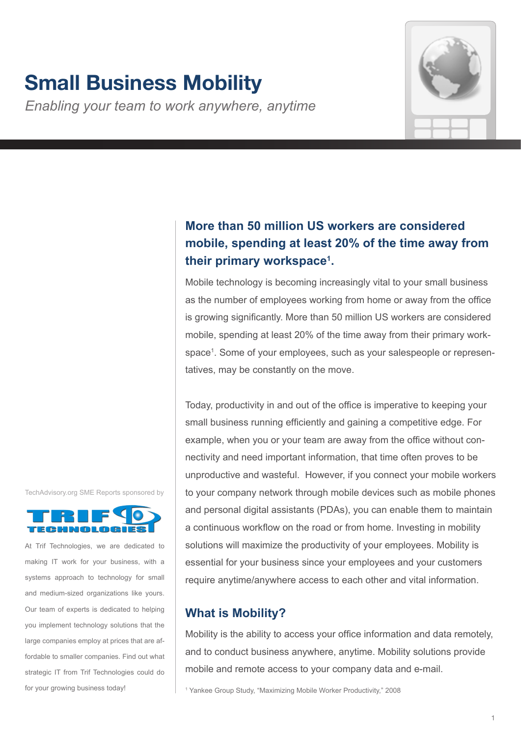# Small Business Mobility

*Enabling your team to work anywhere, anytime*

## More than 50 million US workers are considered mobile, spending at least 20% of the time away from their primary workspace[1].

Mobile technology is becoming increasingly vital to your small business as the number of employees working from home or away from the office is growing significantly. More than 50 million US workers are considered mobile, spending at least 20% of the time away from their primary workspace[1]. Some of your employees, such as your salespeople or representatives, may be constantly on the move.

Today, productivity in and out of the office is imperative to keeping your small business running efficiently and gaining a competitive edge. For example, when you or your team are away from the office without connectivity and need important information, that time often proves to be unproductive and wasteful. However, if you connect your mobile workers to your company network through mobile devices such as mobile phones and personal digital assistants (PDAs), you can enable them to maintain a continuous workflow on the road or from home. Investing in mobility solutions will maximize the productivity of your employees. Mobility is essential for your business since your employees and your customers require anytime/anywhere access to each other and vital information.

## What is Mobility?

Mobility is the ability to access your office information and data remotely, and to conduct business anywhere, anytime. Mobility solutions provide mobile and remote access to your company data and e-mail.

[1] Yankee Group Study, "Maximizing Mobile Worker Productivity," 2008

TechAdvisory.org SME Reports sponsored by

TRIF TECHNOLOGIES

At Trif Technologies, we are dedicated to making IT work for your business, with a systems approach to technology for small and medium-sized organizations like yours. Our team of experts is dedicated to helping you implement technology solutions that the large companies employ at prices that are affordable to smaller companies. Find out what strategic IT from Trif Technologies could do for your growing business today!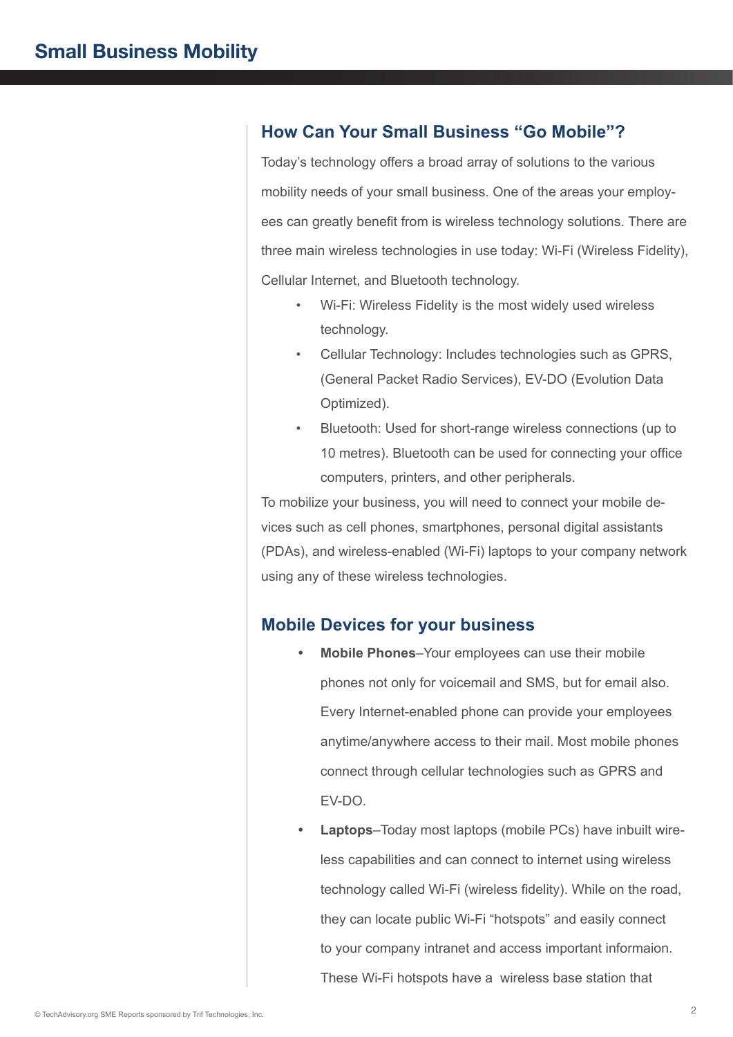## How Can Your Small Business "Go Mobile"?

Today's technology offers a broad array of solutions to the various mobility needs of your small business. One of the areas your employees can greatly benefit from is wireless technology solutions. There are three main wireless technologies in use today: Wi-Fi (Wireless Fidelity), Cellular Internet, and Bluetooth technology.

- Wi-Fi: Wireless Fidelity is the most widely used wireless technology.
- Cellular Technology: Includes technologies such as GPRS, (General Packet Radio Services), EV-DO (Evolution Data Optimized).
- Bluetooth: Used for short-range wireless connections (up to 10 metres). Bluetooth can be used for connecting your office computers, printers, and other peripherals.

To mobilize your business, you will need to connect your mobile devices such as cell phones, smartphones, personal digital assistants (PDAs), and wireless-enabled (Wi-Fi) laptops to your company network using any of these wireless technologies.

## Mobile Devices for your business

- **Mobile Phones**–Your employees can use their mobile phones not only for voicemail and SMS, but for email also. Every Internet-enabled phone can provide your employees anytime/anywhere access to their mail. Most mobile phones connect through cellular technologies such as GPRS and EV-DO.
- **Laptops**–Today most laptops (mobile PCs) have inbuilt wireless capabilities and can connect to internet using wireless technology called Wi-Fi (wireless fidelity). While on the road, they can locate public Wi-Fi "hotspots" and easily connect to your company intranet and access important informaion. These Wi-Fi hotspots have a wireless base station that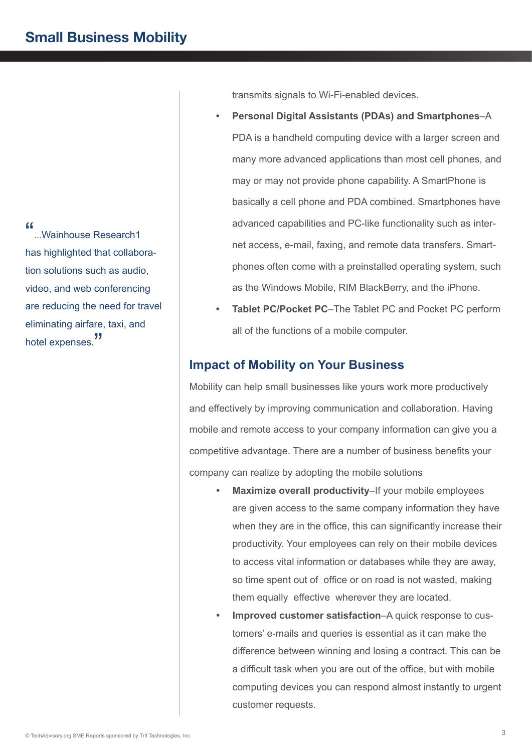transmits signals to Wi-Fi-enabled devices.

- **Personal Digital Assistants (PDAs) and Smartphones**–A PDA is a handheld computing device with a larger screen and many more advanced applications than most cell phones, and may or may not provide phone capability. A SmartPhone is basically a cell phone and PDA combined. Smartphones have advanced capabilities and PC-like functionality such as internet access, e-mail, faxing, and remote data transfers. Smartphones often come with a preinstalled operating system, such as the Windows Mobile, RIM BlackBerry, and the iPhone.
- **Tablet PC/Pocket PC**–The Tablet PC and Pocket PC perform all of the functions of a mobile computer.

> "...Wainhouse Research1 has highlighted that collaboration solutions such as audio, video, and web conferencing are reducing the need for travel eliminating airfare, taxi, and hotel expenses."

## Impact of Mobility on Your Business

Mobility can help small businesses like yours work more productively and effectively by improving communication and collaboration. Having mobile and remote access to your company information can give you a competitive advantage. There are a number of business benefits your company can realize by adopting the mobile solutions

- **Maximize overall productivity**–If your mobile employees are given access to the same company information they have when they are in the office, this can significantly increase their productivity. Your employees can rely on their mobile devices to access vital information or databases while they are away, so time spent out of office or on road is not wasted, making them equally effective wherever they are located.
- **Improved customer satisfaction**–A quick response to customers' e-mails and queries is essential as it can make the difference between winning and losing a contract. This can be a difficult task when you are out of the office, but with mobile computing devices you can respond almost instantly to urgent customer requests.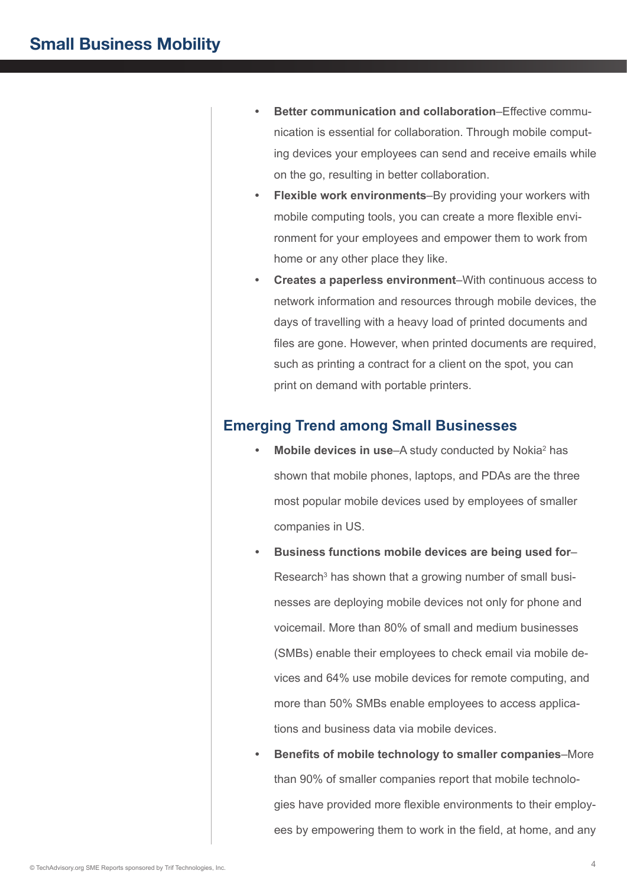- **Better communication and collaboration**–Effective communication is essential for collaboration. Through mobile computing devices your employees can send and receive emails while on the go, resulting in better collaboration.
- **Flexible work environments**–By providing your workers with mobile computing tools, you can create a more flexible environment for your employees and empower them to work from home or any other place they like.
- **Creates a paperless environment**–With continuous access to network information and resources through mobile devices, the days of travelling with a heavy load of printed documents and files are gone. However, when printed documents are required, such as printing a contract for a client on the spot, you can print on demand with portable printers.

## Emerging Trend among Small Businesses

- **Mobile devices in use**–A study conducted by Nokia[2] has shown that mobile phones, laptops, and PDAs are the three most popular mobile devices used by employees of smaller companies in US.
- **Business functions mobile devices are being used for**–Research[3] has shown that a growing number of small businesses are deploying mobile devices not only for phone and voicemail. More than 80% of small and medium businesses (SMBs) enable their employees to check email via mobile devices and 64% use mobile devices for remote computing, and more than 50% SMBs enable employees to access applications and business data via mobile devices.
- **Benefits of mobile technology to smaller companies**–More than 90% of smaller companies report that mobile technologies have provided more flexible environments to their employees by empowering them to work in the field, at home, and any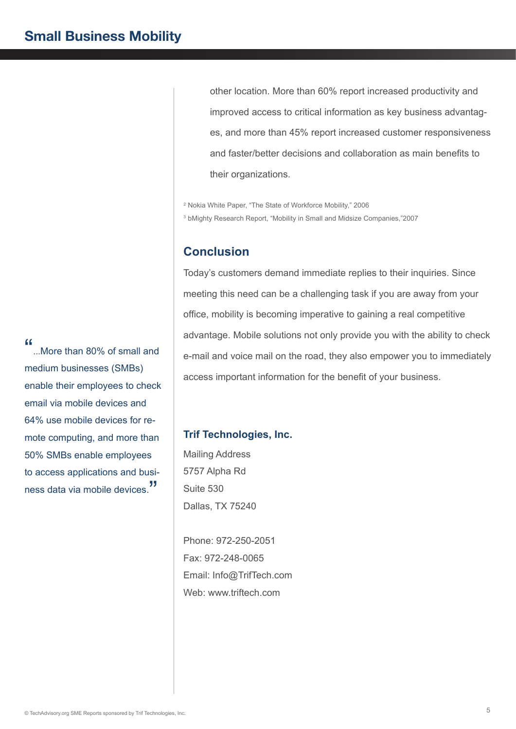other location. More than 60% report increased productivity and improved access to critical information as key business advantages, and more than 45% report increased customer responsiveness and faster/better decisions and collaboration as main benefits to their organizations.

[2] Nokia White Paper, "The State of Workforce Mobility," 2006

[3] bMighty Research Report, "Mobility in Small and Midsize Companies,"2007

> "...More than 80% of small and medium businesses (SMBs) enable their employees to check email via mobile devices and 64% use mobile devices for remote computing, and more than 50% SMBs enable employees to access applications and business data via mobile devices."

## Conclusion

Today's customers demand immediate replies to their inquiries. Since meeting this need can be a challenging task if you are away from your office, mobility is becoming imperative to gaining a real competitive advantage. Mobile solutions not only provide you with the ability to check e-mail and voice mail on the road, they also empower you to immediately access important information for the benefit of your business.

### Trif Technologies, Inc.

Mailing Address
5757 Alpha Rd
Suite 530
Dallas, TX 75240

Phone: 972-250-2051
Fax: 972-248-0065
Email: Info@TrifTech.com
Web: www.triftech.com

© TechAdvisory.org SME Reports sponsored by Trif Technologies, Inc.